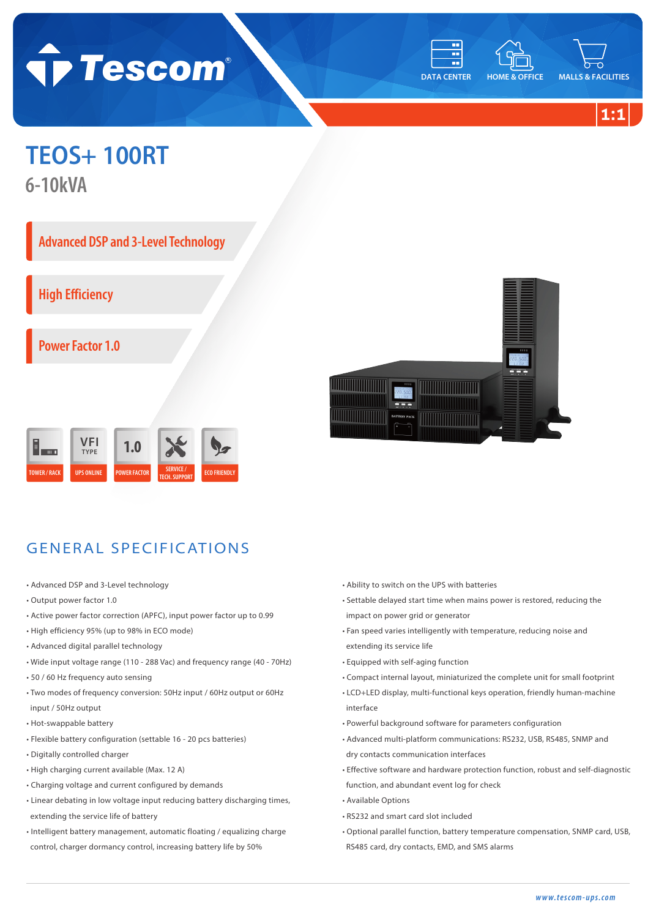Tescom®

DATA CENTER | HOME & OFFICE | MALLS & FACILITIES

1:1

# TEOS+ 100RT

## 6-10kVA

**Advanced DSP and 3-Level Technology**

**High Efficiency**

**Power Factor 1.0**

TOWER / RACK | UPS ONLINE (VFI TYPE) | POWER FACTOR (1.0) | SERVICE / TECH. SUPPORT | ECO FRIENDLY

## GENERAL SPECIFICATIONS

- Advanced DSP and 3-Level technology
- Output power factor 1.0
- Active power factor correction (APFC), input power factor up to 0.99
- High efficiency 95% (up to 98% in ECO mode)
- Advanced digital parallel technology
- Wide input voltage range (110 - 288 Vac) and frequency range (40 - 70Hz)
- 50 / 60 Hz frequency auto sensing
- Two modes of frequency conversion: 50Hz input / 60Hz output or 60Hz input / 50Hz output
- Hot-swappable battery
- Flexible battery configuration (settable 16 - 20 pcs batteries)
- Digitally controlled charger
- High charging current available (Max. 12 A)
- Charging voltage and current configured by demands
- Linear debating in low voltage input reducing battery discharging times, extending the service life of battery
- Intelligent battery management, automatic floating / equalizing charge control, charger dormancy control, increasing battery life by 50%
- Ability to switch on the UPS with batteries
- Settable delayed start time when mains power is restored, reducing the impact on power grid or generator
- Fan speed varies intelligently with temperature, reducing noise and extending its service life
- Equipped with self-aging function
- Compact internal layout, miniaturized the complete unit for small footprint
- LCD+LED display, multi-functional keys operation, friendly human-machine interface
- Powerful background software for parameters configuration
- Advanced multi-platform communications: RS232, USB, RS485, SNMP and dry contacts communication interfaces
- Effective software and hardware protection function, robust and self-diagnostic function, and abundant event log for check
- Available Options
- RS232 and smart card slot included
- Optional parallel function, battery temperature compensation, SNMP card, USB, RS485 card, dry contacts, EMD, and SMS alarms

*www.tescom-ups.com*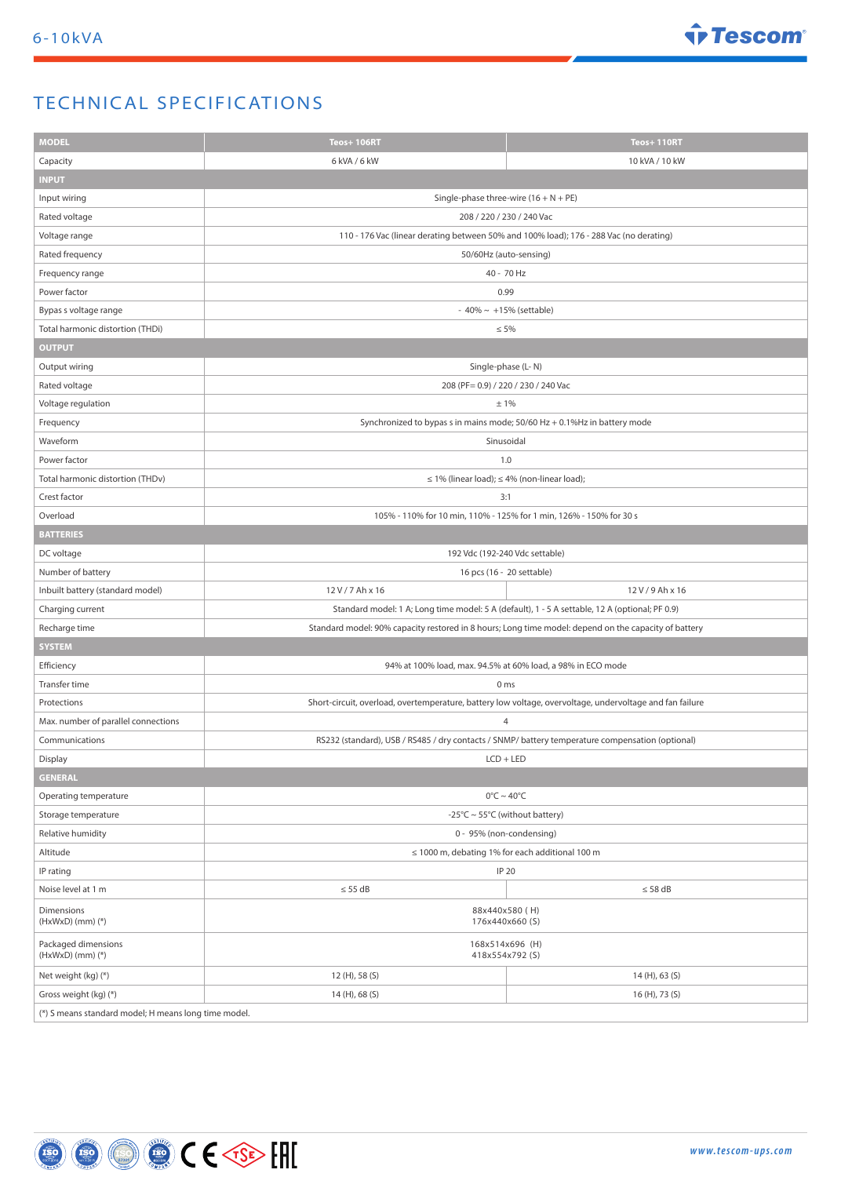# TECHNICAL SPECIFICATIONS

| MODEL | Teos+ 106RT | Teos+ 110RT |
|---|---|---|
| Capacity | 6 kVA / 6 kW | 10 kVA / 10 kW |
| **INPUT** | | |
| Input wiring | Single-phase three-wire (16 + N + PE) | |
| Rated voltage | 208 / 220 / 230 / 240 Vac | |
| Voltage range | 110 - 176 Vac (linear derating between 50% and 100% load); 176 - 288 Vac (no derating) | |
| Rated frequency | 50/60Hz (auto-sensing) | |
| Frequency range | 40 - 70 Hz | |
| Power factor | 0.99 | |
| Bypas s voltage range | - 40% ~ +15% (settable) | |
| Total harmonic distortion (THDi) | ≤ 5% | |
| **OUTPUT** | | |
| Output wiring | Single-phase (L- N) | |
| Rated voltage | 208 (PF= 0.9) / 220 / 230 / 240 Vac | |
| Voltage regulation | ± 1% | |
| Frequency | Synchronized to bypas s in mains mode; 50/60 Hz + 0.1%Hz in battery mode | |
| Waveform | Sinusoidal | |
| Power factor | 1.0 | |
| Total harmonic distortion (THDv) | ≤ 1% (linear load); ≤ 4% (non-linear load); | |
| Crest factor | 3:1 | |
| Overload | 105% - 110% for 10 min, 110% - 125% for 1 min, 126% - 150% for 30 s | |
| **BATTERIES** | | |
| DC voltage | 192 Vdc (192-240 Vdc settable) | |
| Number of battery | 16 pcs (16 - 20 settable) | |
| Inbuilt battery (standard model) | 12 V / 7 Ah x 16 | 12 V / 9 Ah x 16 |
| Charging current | Standard model: 1 A; Long time model: 5 A (default), 1 - 5 A settable, 12 A (optional; PF 0.9) | |
| Recharge time | Standard model: 90% capacity restored in 8 hours; Long time model: depend on the capacity of battery | |
| **SYSTEM** | | |
| Efficiency | 94% at 100% load, max. 94.5% at 60% load, a 98% in ECO mode | |
| Transfer time | 0 ms | |
| Protections | Short-circuit, overload, overtemperature, battery low voltage, overvoltage, undervoltage and fan failure | |
| Max. number of parallel connections | 4 | |
| Communications | RS232 (standard), USB / RS485 / dry contacts / SNMP/ battery temperature compensation (optional) | |
| Display | LCD + LED | |
| **GENERAL** | | |
| Operating temperature | 0°C ~ 40°C | |
| Storage temperature | -25°C ~ 55°C (without battery) | |
| Relative humidity | 0 - 95% (non-condensing) | |
| Altitude | ≤ 1000 m, debating 1% for each additional 100 m | |
| IP rating | IP 20 | |
| Noise level at 1 m | ≤ 55 dB | ≤ 58 dB |
| Dimensions (HxWxD) (mm) (*) | 88x440x580 ( H) 176x440x660 (S) | |
| Packaged dimensions (HxWxD) (mm) (*) | 168x514x696 (H) 418x554x792 (S) | |
| Net weight (kg) (*) | 12 (H), 58 (S) | 14 (H), 63 (S) |
| Gross weight (kg) (*) | 14 (H), 68 (S) | 16 (H), 73 (S) |

(*) S means standard model; H means long time model.

www.tescom-ups.com